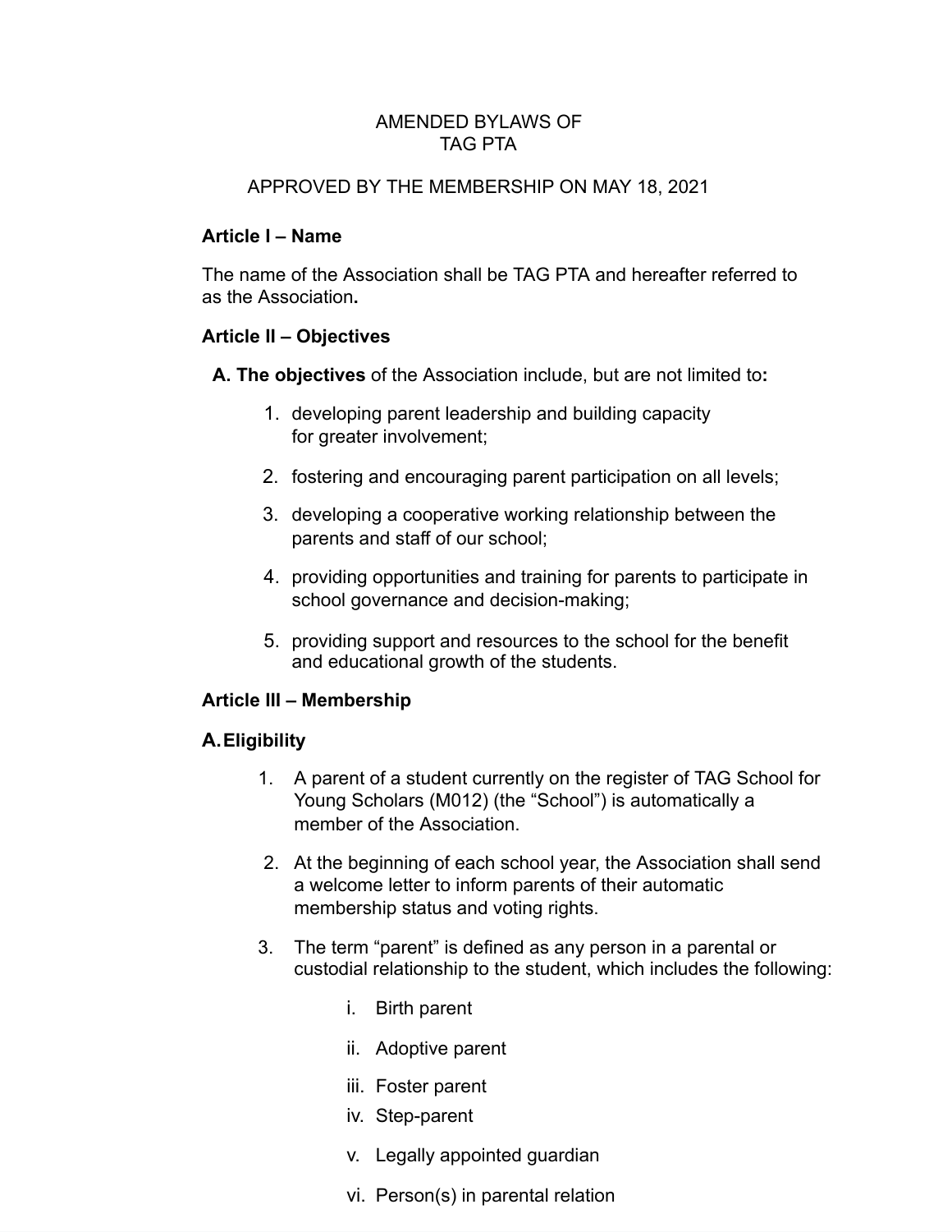# AMENDED BYLAWS OF TAG PTA

APPROVED BY THE MEMBERSHIP ON MAY 18, 2021

## Article I – Name

The name of the Association shall be TAG PTA and hereafter referred to as the Association**.**

## Article II – Objectives

**A. The objectives** of the Association include, but are not limited to**:**

1. developing parent leadership and building capacity for greater involvement;
2. fostering and encouraging parent participation on all levels;
3. developing a cooperative working relationship between the parents and staff of our school;
4. providing opportunities and training for parents to participate in school governance and decision-making;
5. providing support and resources to the school for the benefit and educational growth of the students.

## Article III – Membership

### A. Eligibility

1. A parent of a student currently on the register of TAG School for Young Scholars (M012) (the "School") is automatically a member of the Association.
2. At the beginning of each school year, the Association shall send a welcome letter to inform parents of their automatic membership status and voting rights.
3. The term "parent" is defined as any person in a parental or custodial relationship to the student, which includes the following:
   - i. Birth parent
   - ii. Adoptive parent
   - iii. Foster parent
   - iv. Step-parent
   - v. Legally appointed guardian
   - vi. Person(s) in parental relation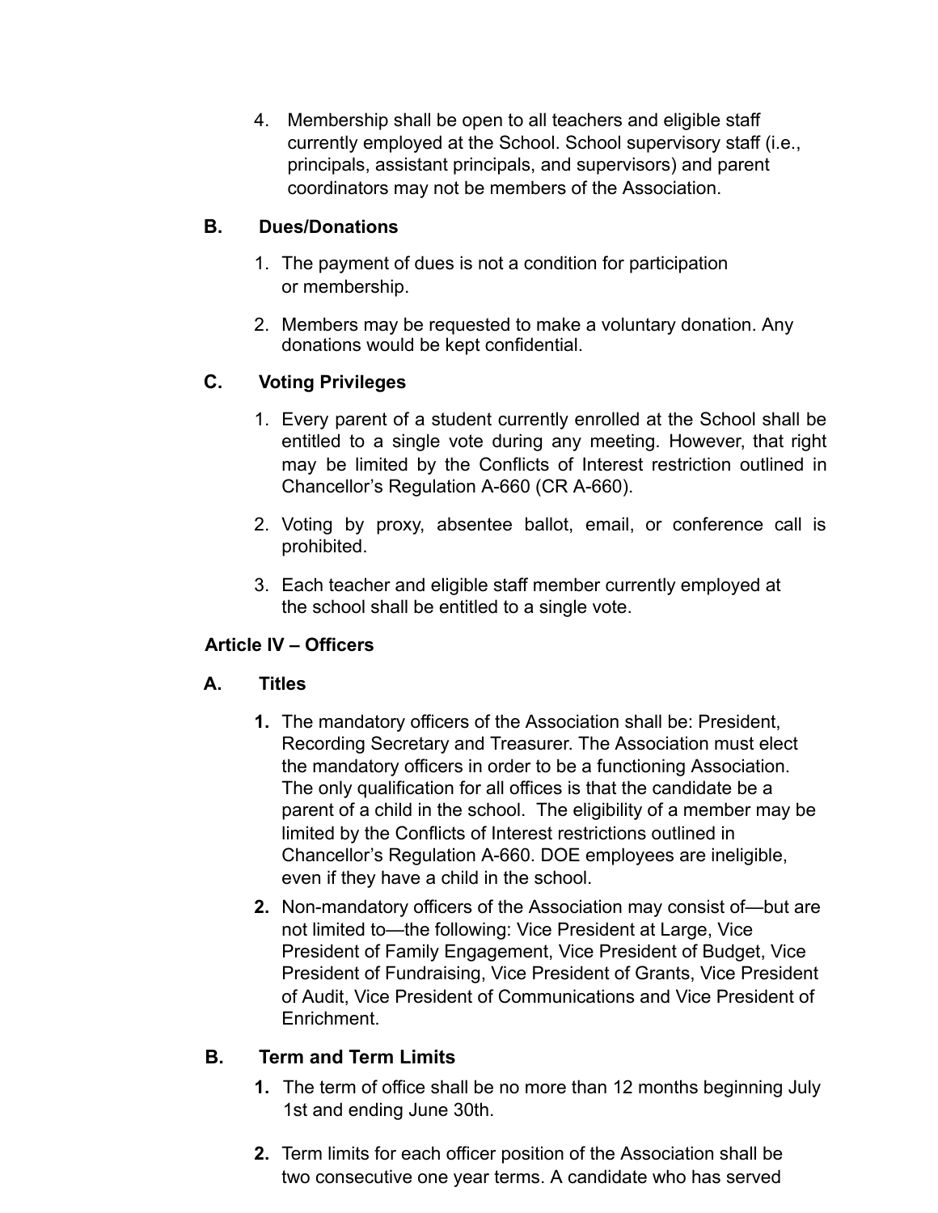4. Membership shall be open to all teachers and eligible staff currently employed at the School. School supervisory staff (i.e., principals, assistant principals, and supervisors) and parent coordinators may not be members of the Association.

### B. Dues/Donations

1. The payment of dues is not a condition for participation or membership.
2. Members may be requested to make a voluntary donation. Any donations would be kept confidential.

### C. Voting Privileges

1. Every parent of a student currently enrolled at the School shall be entitled to a single vote during any meeting. However, that right may be limited by the Conflicts of Interest restriction outlined in Chancellor's Regulation A-660 (CR A-660).
2. Voting by proxy, absentee ballot, email, or conference call is prohibited.
3. Each teacher and eligible staff member currently employed at the school shall be entitled to a single vote.

## Article IV – Officers

### A. Titles

1. The mandatory officers of the Association shall be: President, Recording Secretary and Treasurer. The Association must elect the mandatory officers in order to be a functioning Association. The only qualification for all offices is that the candidate be a parent of a child in the school. The eligibility of a member may be limited by the Conflicts of Interest restrictions outlined in Chancellor's Regulation A-660. DOE employees are ineligible, even if they have a child in the school.
2. Non-mandatory officers of the Association may consist of—but are not limited to—the following: Vice President at Large, Vice President of Family Engagement, Vice President of Budget, Vice President of Fundraising, Vice President of Grants, Vice President of Audit, Vice President of Communications and Vice President of Enrichment.

### B. Term and Term Limits

1. The term of office shall be no more than 12 months beginning July 1st and ending June 30th.
2. Term limits for each officer position of the Association shall be two consecutive one year terms. A candidate who has served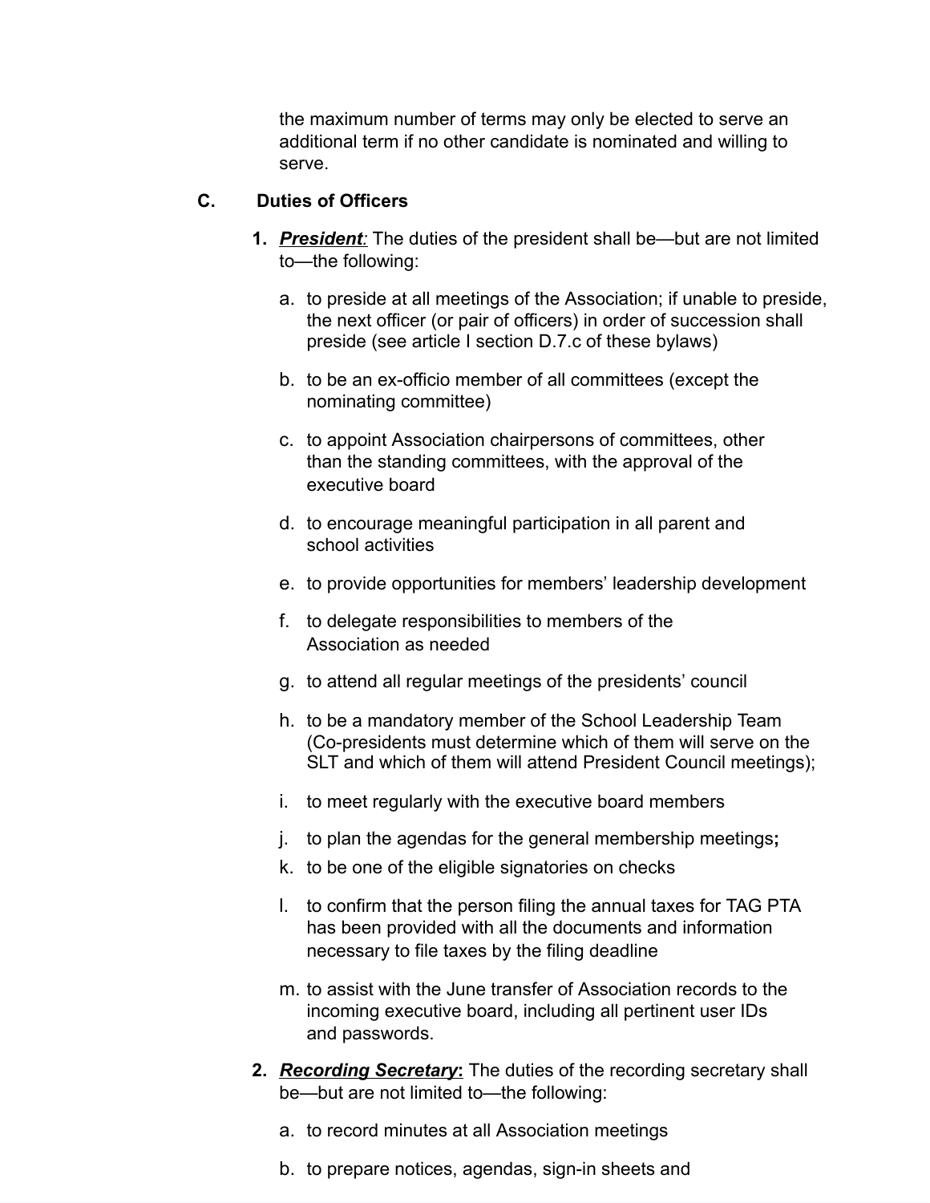the maximum number of terms may only be elected to serve an additional term if no other candidate is nominated and willing to serve.

### C. Duties of Officers

1. ***President**:* The duties of the president shall be—but are not limited to—the following:

   a. to preside at all meetings of the Association; if unable to preside, the next officer (or pair of officers) in order of succession shall preside (see article I section D.7.c of these bylaws)

   b. to be an ex-officio member of all committees (except the nominating committee)

   c. to appoint Association chairpersons of committees, other than the standing committees, with the approval of the executive board

   d. to encourage meaningful participation in all parent and school activities

   e. to provide opportunities for members' leadership development

   f. to delegate responsibilities to members of the Association as needed

   g. to attend all regular meetings of the presidents' council

   h. to be a mandatory member of the School Leadership Team (Co-presidents must determine which of them will serve on the SLT and which of them will attend President Council meetings);

   i. to meet regularly with the executive board members

   j. to plan the agendas for the general membership meetings**;**

   k. to be one of the eligible signatories on checks

   l. to confirm that the person filing the annual taxes for TAG PTA has been provided with all the documents and information necessary to file taxes by the filing deadline

   m. to assist with the June transfer of Association records to the incoming executive board, including all pertinent user IDs and passwords.

2. ***Recording Secretary*****:** The duties of the recording secretary shall be—but are not limited to—the following:

   a. to record minutes at all Association meetings

   b. to prepare notices, agendas, sign-in sheets and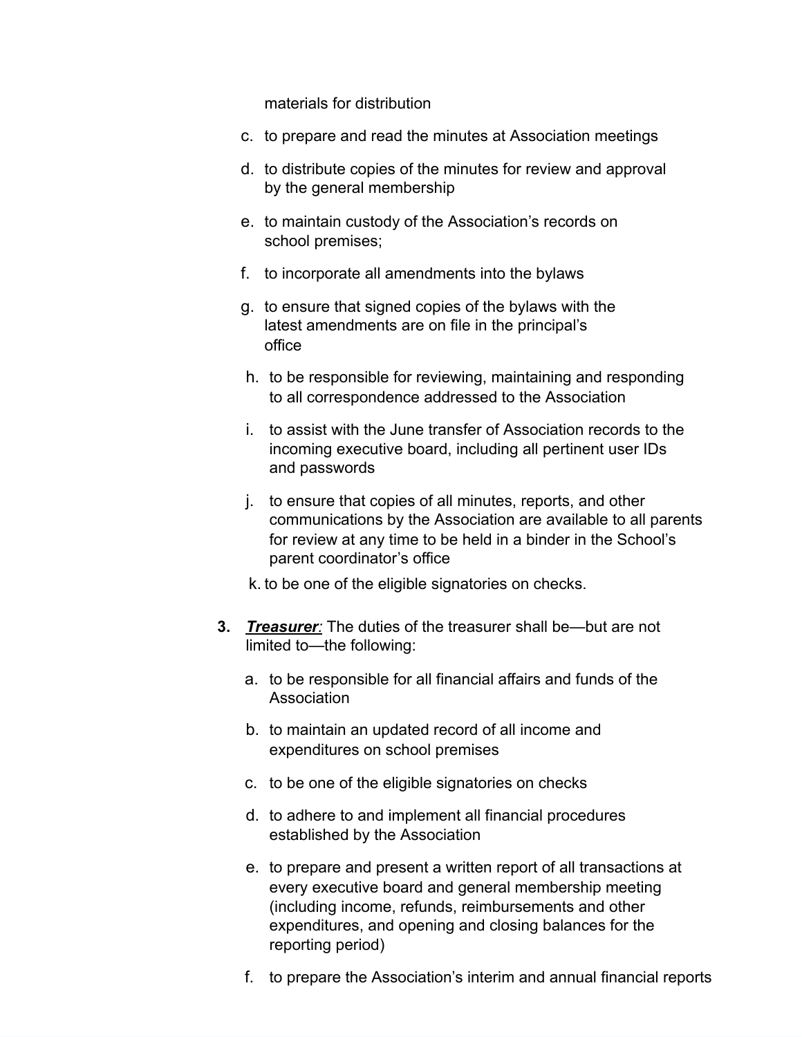materials for distribution

c. to prepare and read the minutes at Association meetings

d. to distribute copies of the minutes for review and approval by the general membership

e. to maintain custody of the Association's records on school premises;

f. to incorporate all amendments into the bylaws

g. to ensure that signed copies of the bylaws with the latest amendments are on file in the principal's office

h. to be responsible for reviewing, maintaining and responding to all correspondence addressed to the Association

i. to assist with the June transfer of Association records to the incoming executive board, including all pertinent user IDs and passwords

j. to ensure that copies of all minutes, reports, and other communications by the Association are available to all parents for review at any time to be held in a binder in the School's parent coordinator's office

k. to be one of the eligible signatories on checks.

3. ***Treasurer:*** The duties of the treasurer shall be—but are not limited to—the following:

   a. to be responsible for all financial affairs and funds of the Association

   b. to maintain an updated record of all income and expenditures on school premises

   c. to be one of the eligible signatories on checks

   d. to adhere to and implement all financial procedures established by the Association

   e. to prepare and present a written report of all transactions at every executive board and general membership meeting (including income, refunds, reimbursements and other expenditures, and opening and closing balances for the reporting period)

   f. to prepare the Association's interim and annual financial reports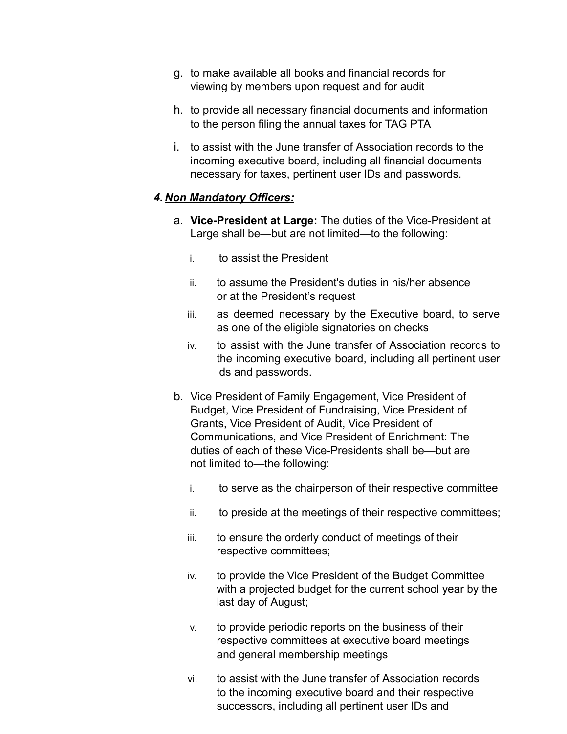g. to make available all books and financial records for viewing by members upon request and for audit

h. to provide all necessary financial documents and information to the person filing the annual taxes for TAG PTA

i. to assist with the June transfer of Association records to the incoming executive board, including all financial documents necessary for taxes, pertinent user IDs and passwords.

4. ***Non Mandatory Officers:***

a. **Vice-President at Large:** The duties of the Vice-President at Large shall be—but are not limited—to the following:

   i. to assist the President

   ii. to assume the President's duties in his/her absence or at the President's request

   iii. as deemed necessary by the Executive board, to serve as one of the eligible signatories on checks

   iv. to assist with the June transfer of Association records to the incoming executive board, including all pertinent user ids and passwords.

b. Vice President of Family Engagement, Vice President of Budget, Vice President of Fundraising, Vice President of Grants, Vice President of Audit, Vice President of Communications, and Vice President of Enrichment: The duties of each of these Vice-Presidents shall be—but are not limited to—the following:

   i. to serve as the chairperson of their respective committee

   ii. to preside at the meetings of their respective committees;

   iii. to ensure the orderly conduct of meetings of their respective committees;

   iv. to provide the Vice President of the Budget Committee with a projected budget for the current school year by the last day of August;

   v. to provide periodic reports on the business of their respective committees at executive board meetings and general membership meetings

   vi. to assist with the June transfer of Association records to the incoming executive board and their respective successors, including all pertinent user IDs and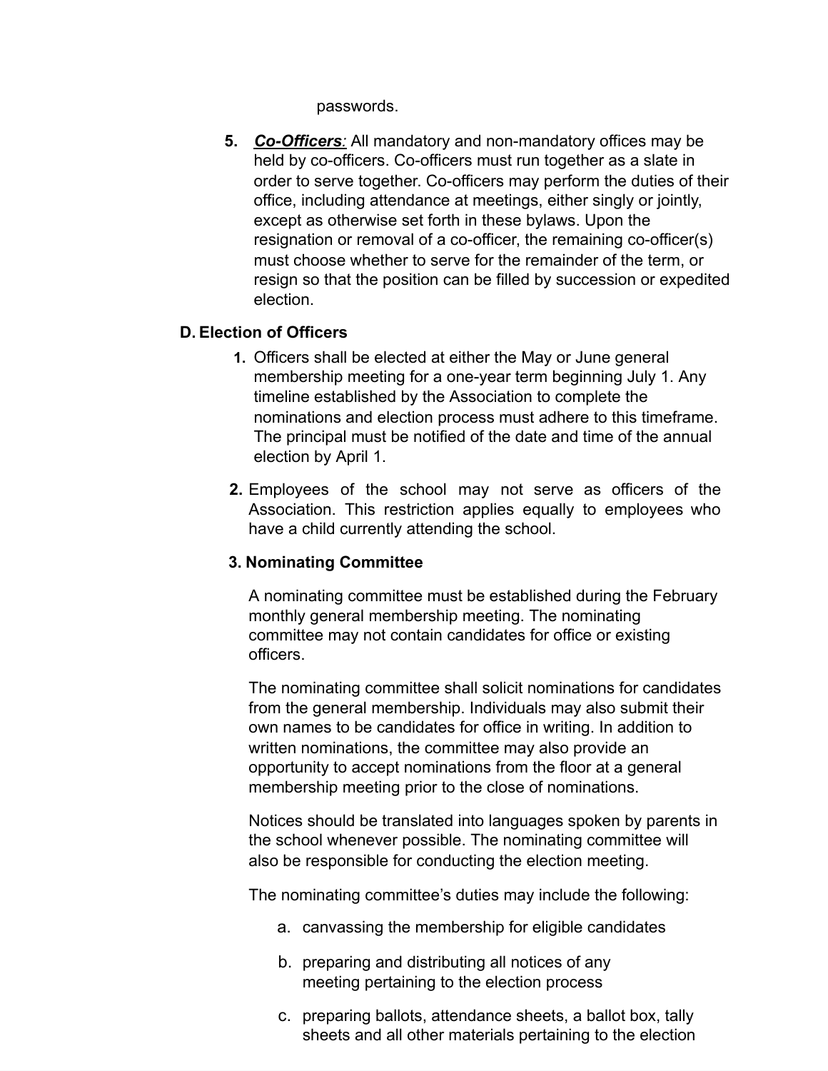passwords.

5. ***Co-Officers:*** All mandatory and non-mandatory offices may be held by co-officers. Co-officers must run together as a slate in order to serve together. Co-officers may perform the duties of their office, including attendance at meetings, either singly or jointly, except as otherwise set forth in these bylaws. Upon the resignation or removal of a co-officer, the remaining co-officer(s) must choose whether to serve for the remainder of the term, or resign so that the position can be filled by succession or expedited election.

### D. Election of Officers

1. Officers shall be elected at either the May or June general membership meeting for a one-year term beginning July 1. Any timeline established by the Association to complete the nominations and election process must adhere to this timeframe. The principal must be notified of the date and time of the annual election by April 1.

2. Employees of the school may not serve as officers of the Association. This restriction applies equally to employees who have a child currently attending the school.

3. **Nominating Committee**

   A nominating committee must be established during the February monthly general membership meeting. The nominating committee may not contain candidates for office or existing officers.

   The nominating committee shall solicit nominations for candidates from the general membership. Individuals may also submit their own names to be candidates for office in writing. In addition to written nominations, the committee may also provide an opportunity to accept nominations from the floor at a general membership meeting prior to the close of nominations.

   Notices should be translated into languages spoken by parents in the school whenever possible. The nominating committee will also be responsible for conducting the election meeting.

   The nominating committee's duties may include the following:

   a. canvassing the membership for eligible candidates

   b. preparing and distributing all notices of any meeting pertaining to the election process

   c. preparing ballots, attendance sheets, a ballot box, tally sheets and all other materials pertaining to the election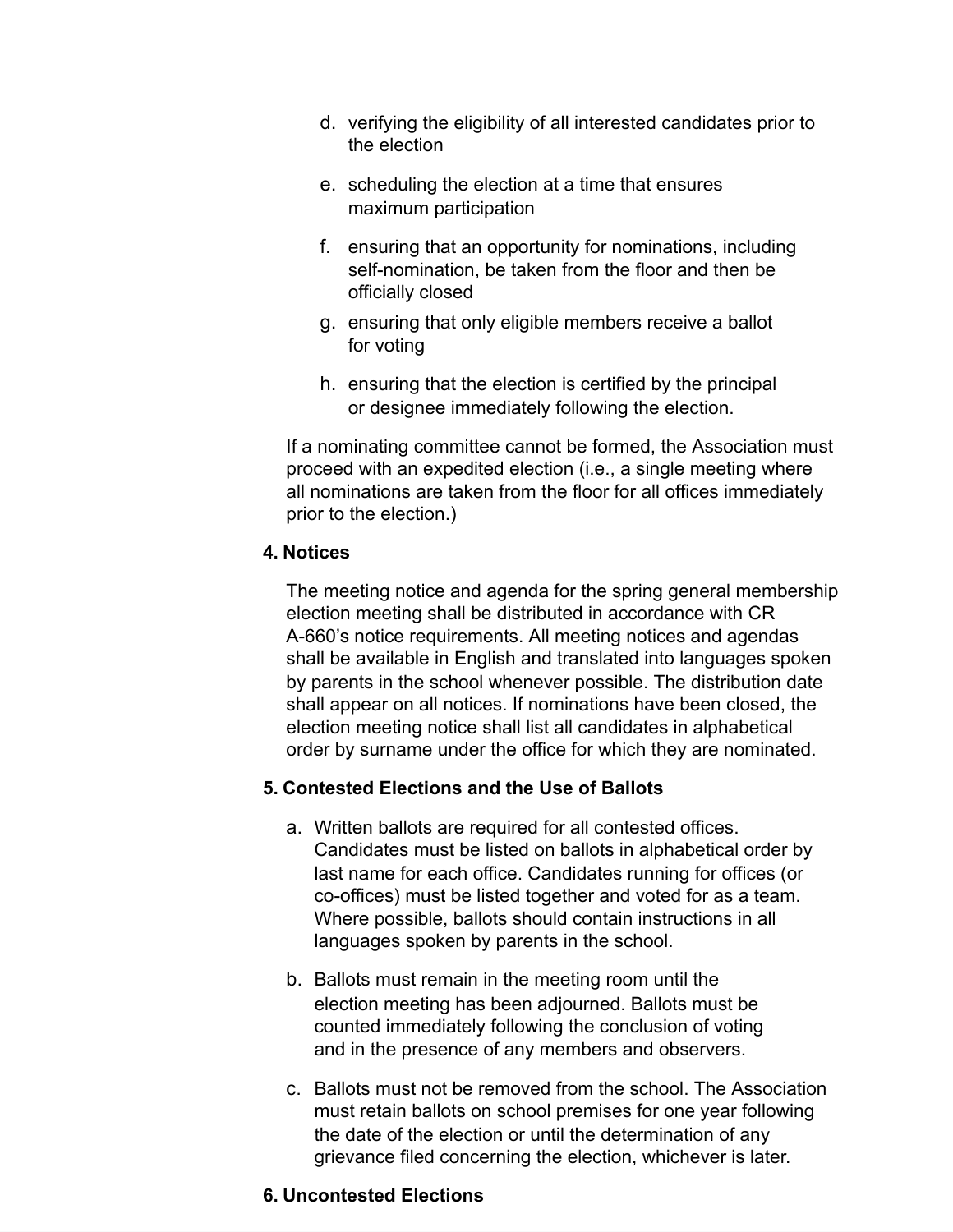d. verifying the eligibility of all interested candidates prior to the election

e. scheduling the election at a time that ensures maximum participation

f. ensuring that an opportunity for nominations, including self-nomination, be taken from the floor and then be officially closed

g. ensuring that only eligible members receive a ballot for voting

h. ensuring that the election is certified by the principal or designee immediately following the election.

If a nominating committee cannot be formed, the Association must proceed with an expedited election (i.e., a single meeting where all nominations are taken from the floor for all offices immediately prior to the election.)

**4. Notices**

The meeting notice and agenda for the spring general membership election meeting shall be distributed in accordance with CR A-660's notice requirements. All meeting notices and agendas shall be available in English and translated into languages spoken by parents in the school whenever possible. The distribution date shall appear on all notices. If nominations have been closed, the election meeting notice shall list all candidates in alphabetical order by surname under the office for which they are nominated.

**5. Contested Elections and the Use of Ballots**

a. Written ballots are required for all contested offices. Candidates must be listed on ballots in alphabetical order by last name for each office. Candidates running for offices (or co-offices) must be listed together and voted for as a team. Where possible, ballots should contain instructions in all languages spoken by parents in the school.

b. Ballots must remain in the meeting room until the election meeting has been adjourned. Ballots must be counted immediately following the conclusion of voting and in the presence of any members and observers.

c. Ballots must not be removed from the school. The Association must retain ballots on school premises for one year following the date of the election or until the determination of any grievance filed concerning the election, whichever is later.

**6. Uncontested Elections**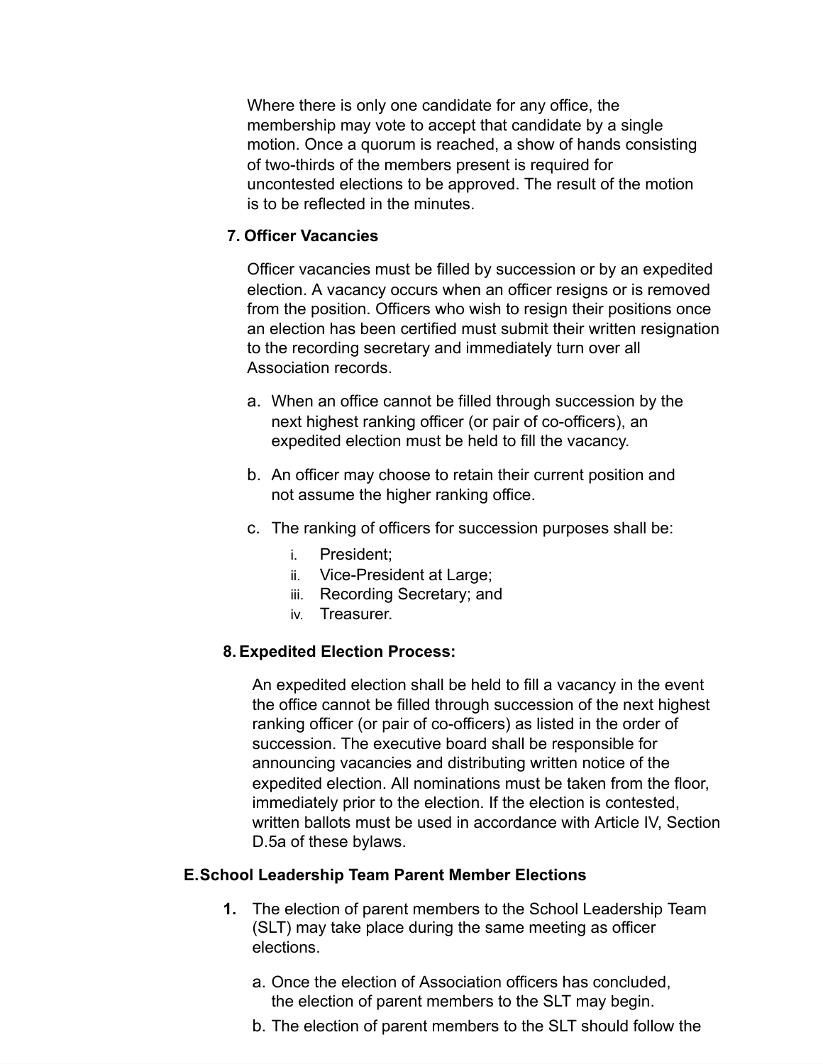Where there is only one candidate for any office, the membership may vote to accept that candidate by a single motion. Once a quorum is reached, a show of hands consisting of two-thirds of the members present is required for uncontested elections to be approved. The result of the motion is to be reflected in the minutes.

**7. Officer Vacancies**

Officer vacancies must be filled by succession or by an expedited election. A vacancy occurs when an officer resigns or is removed from the position. Officers who wish to resign their positions once an election has been certified must submit their written resignation to the recording secretary and immediately turn over all Association records.

a. When an office cannot be filled through succession by the next highest ranking officer (or pair of co-officers), an expedited election must be held to fill the vacancy.

b. An officer may choose to retain their current position and not assume the higher ranking office.

c. The ranking of officers for succession purposes shall be:
   - i. President;
   - ii. Vice-President at Large;
   - iii. Recording Secretary; and
   - iv. Treasurer.

**8. Expedited Election Process:**

An expedited election shall be held to fill a vacancy in the event the office cannot be filled through succession of the next highest ranking officer (or pair of co-officers) as listed in the order of succession. The executive board shall be responsible for announcing vacancies and distributing written notice of the expedited election. All nominations must be taken from the floor, immediately prior to the election. If the election is contested, written ballots must be used in accordance with Article IV, Section D.5a of these bylaws.

**E. School Leadership Team Parent Member Elections**

**1.** The election of parent members to the School Leadership Team (SLT) may take place during the same meeting as officer elections.

a. Once the election of Association officers has concluded, the election of parent members to the SLT may begin.

b. The election of parent members to the SLT should follow the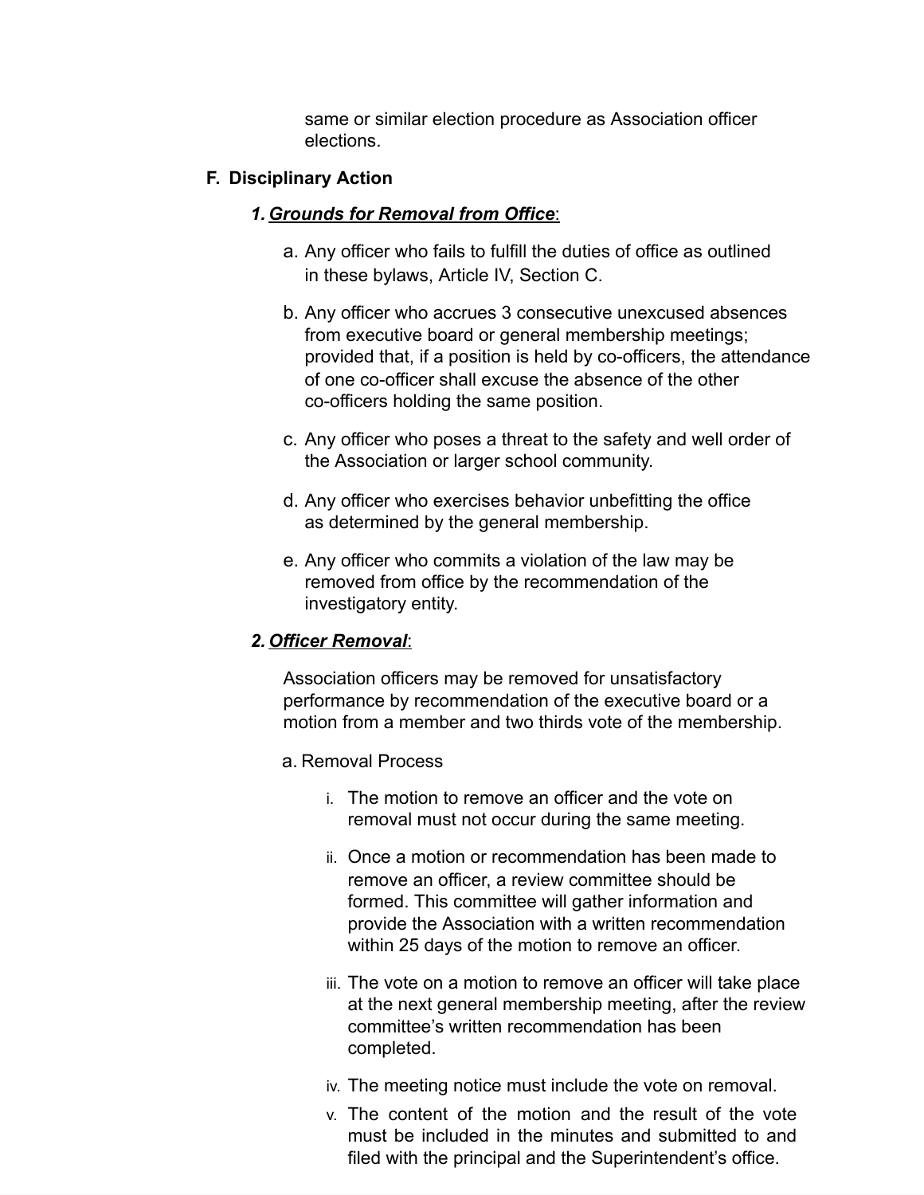same or similar election procedure as Association officer elections.

## F. Disciplinary Action

### 1. ***Grounds for Removal from Office***:

a. Any officer who fails to fulfill the duties of office as outlined in these bylaws, Article IV, Section C.

b. Any officer who accrues 3 consecutive unexcused absences from executive board or general membership meetings; provided that, if a position is held by co-officers, the attendance of one co-officer shall excuse the absence of the other co-officers holding the same position.

c. Any officer who poses a threat to the safety and well order of the Association or larger school community.

d. Any officer who exercises behavior unbefitting the office as determined by the general membership.

e. Any officer who commits a violation of the law may be removed from office by the recommendation of the investigatory entity.

### 2. ***Officer Removal***:

Association officers may be removed for unsatisfactory performance by recommendation of the executive board or a motion from a member and two thirds vote of the membership.

a. Removal Process

i. The motion to remove an officer and the vote on removal must not occur during the same meeting.

ii. Once a motion or recommendation has been made to remove an officer, a review committee should be formed. This committee will gather information and provide the Association with a written recommendation within 25 days of the motion to remove an officer.

iii. The vote on a motion to remove an officer will take place at the next general membership meeting, after the review committee's written recommendation has been completed.

iv. The meeting notice must include the vote on removal.

v. The content of the motion and the result of the vote must be included in the minutes and submitted to and filed with the principal and the Superintendent's office.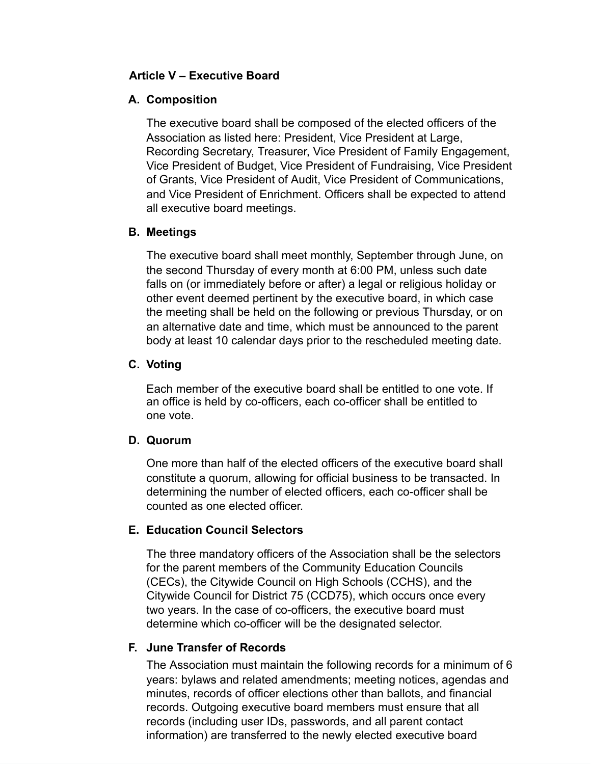## Article V – Executive Board

### A. Composition

The executive board shall be composed of the elected officers of the Association as listed here: President, Vice President at Large, Recording Secretary, Treasurer, Vice President of Family Engagement, Vice President of Budget, Vice President of Fundraising, Vice President of Grants, Vice President of Audit, Vice President of Communications, and Vice President of Enrichment. Officers shall be expected to attend all executive board meetings.

### B. Meetings

The executive board shall meet monthly, September through June, on the second Thursday of every month at 6:00 PM, unless such date falls on (or immediately before or after) a legal or religious holiday or other event deemed pertinent by the executive board, in which case the meeting shall be held on the following or previous Thursday, or on an alternative date and time, which must be announced to the parent body at least 10 calendar days prior to the rescheduled meeting date.

### C. Voting

Each member of the executive board shall be entitled to one vote. If an office is held by co-officers, each co-officer shall be entitled to one vote.

### D. Quorum

One more than half of the elected officers of the executive board shall constitute a quorum, allowing for official business to be transacted. In determining the number of elected officers, each co-officer shall be counted as one elected officer.

### E. Education Council Selectors

The three mandatory officers of the Association shall be the selectors for the parent members of the Community Education Councils (CECs), the Citywide Council on High Schools (CCHS), and the Citywide Council for District 75 (CCD75), which occurs once every two years. In the case of co-officers, the executive board must determine which co-officer will be the designated selector.

### F. June Transfer of Records

The Association must maintain the following records for a minimum of 6 years: bylaws and related amendments; meeting notices, agendas and minutes, records of officer elections other than ballots, and financial records. Outgoing executive board members must ensure that all records (including user IDs, passwords, and all parent contact information) are transferred to the newly elected executive board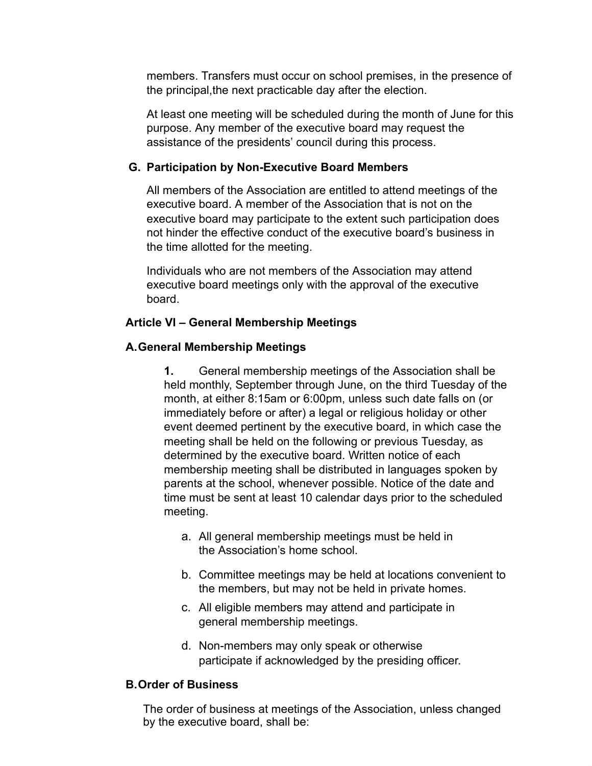members. Transfers must occur on school premises, in the presence of the principal,the next practicable day after the election.

At least one meeting will be scheduled during the month of June for this purpose. Any member of the executive board may request the assistance of the presidents' council during this process.

**G. Participation by Non-Executive Board Members**

All members of the Association are entitled to attend meetings of the executive board. A member of the Association that is not on the executive board may participate to the extent such participation does not hinder the effective conduct of the executive board's business in the time allotted for the meeting.

Individuals who are not members of the Association may attend executive board meetings only with the approval of the executive board.

## Article VI – General Membership Meetings

### A. General Membership Meetings

**1.** General membership meetings of the Association shall be held monthly, September through June, on the third Tuesday of the month, at either 8:15am or 6:00pm, unless such date falls on (or immediately before or after) a legal or religious holiday or other event deemed pertinent by the executive board, in which case the meeting shall be held on the following or previous Tuesday, as determined by the executive board. Written notice of each membership meeting shall be distributed in languages spoken by parents at the school, whenever possible. Notice of the date and time must be sent at least 10 calendar days prior to the scheduled meeting.

a. All general membership meetings must be held in the Association's home school.

b. Committee meetings may be held at locations convenient to the members, but may not be held in private homes.

c. All eligible members may attend and participate in general membership meetings.

d. Non-members may only speak or otherwise participate if acknowledged by the presiding officer.

### B. Order of Business

The order of business at meetings of the Association, unless changed by the executive board, shall be: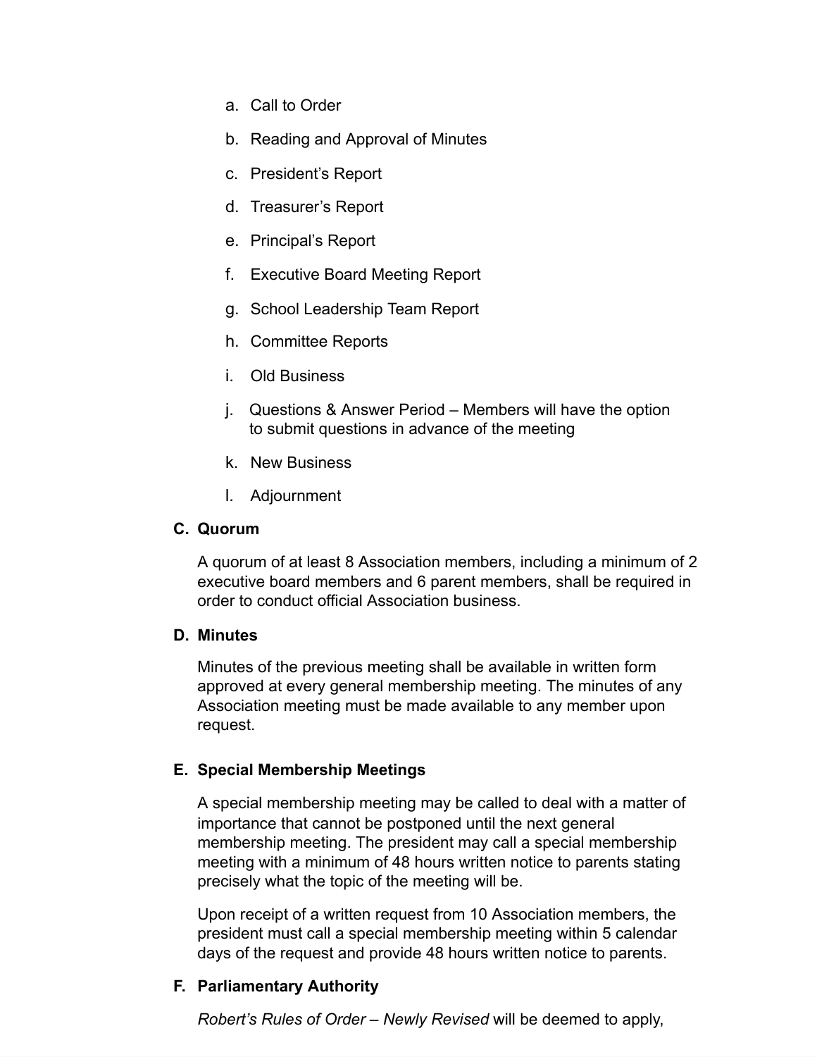a. Call to Order

b. Reading and Approval of Minutes

c. President's Report

d. Treasurer's Report

e. Principal's Report

f. Executive Board Meeting Report

g. School Leadership Team Report

h. Committee Reports

i. Old Business

j. Questions & Answer Period – Members will have the option to submit questions in advance of the meeting

k. New Business

l. Adjournment

**C. Quorum**

A quorum of at least 8 Association members, including a minimum of 2 executive board members and 6 parent members, shall be required in order to conduct official Association business.

**D. Minutes**

Minutes of the previous meeting shall be available in written form approved at every general membership meeting. The minutes of any Association meeting must be made available to any member upon request.

**E. Special Membership Meetings**

A special membership meeting may be called to deal with a matter of importance that cannot be postponed until the next general membership meeting. The president may call a special membership meeting with a minimum of 48 hours written notice to parents stating precisely what the topic of the meeting will be.

Upon receipt of a written request from 10 Association members, the president must call a special membership meeting within 5 calendar days of the request and provide 48 hours written notice to parents.

**F. Parliamentary Authority**

*Robert's Rules of Order – Newly Revised* will be deemed to apply,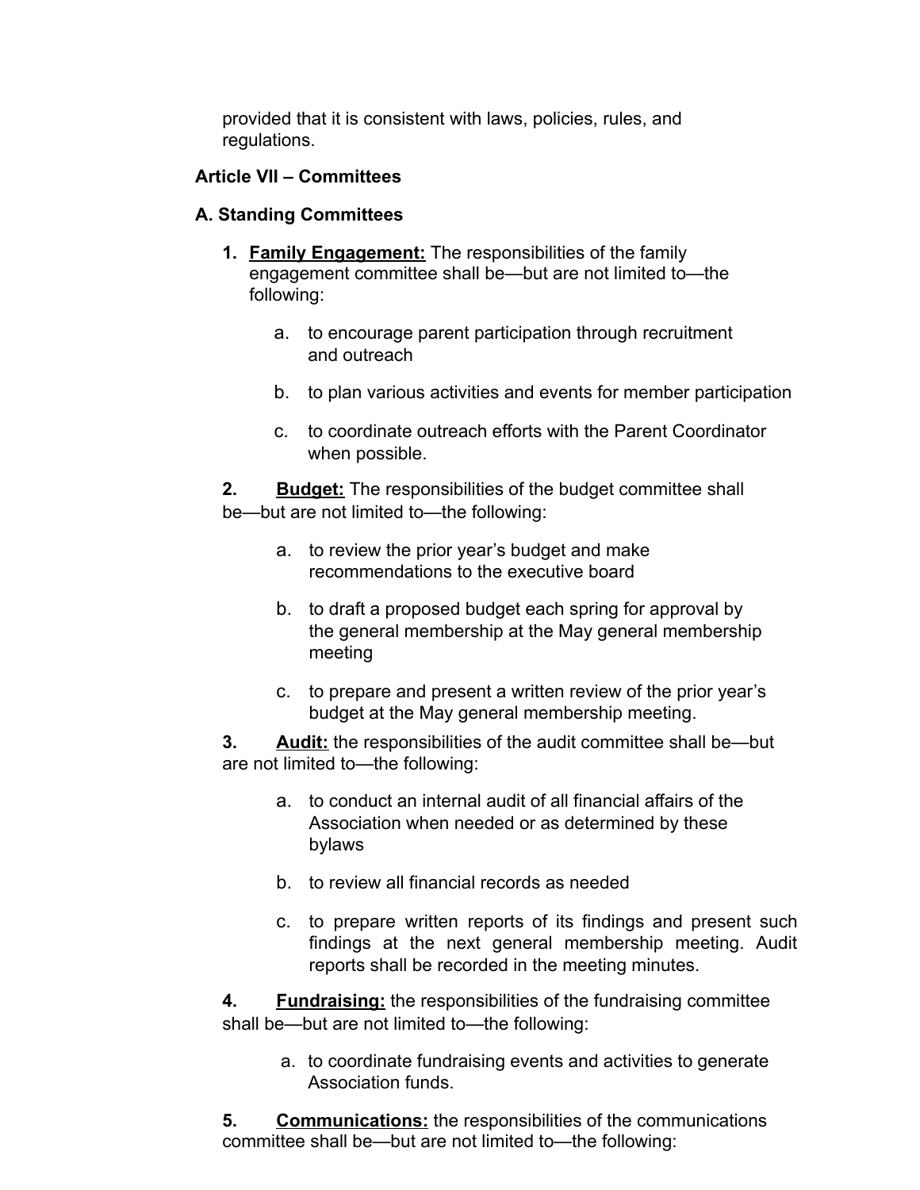provided that it is consistent with laws, policies, rules, and regulations.

**Article VII – Committees**

**A. Standing Committees**

1. **Family Engagement:** The responsibilities of the family engagement committee shall be—but are not limited to—the following:

   a. to encourage parent participation through recruitment and outreach

   b. to plan various activities and events for member participation

   c. to coordinate outreach efforts with the Parent Coordinator when possible.

2. **Budget:** The responsibilities of the budget committee shall be—but are not limited to—the following:

   a. to review the prior year's budget and make recommendations to the executive board

   b. to draft a proposed budget each spring for approval by the general membership at the May general membership meeting

   c. to prepare and present a written review of the prior year's budget at the May general membership meeting.

3. **Audit:** the responsibilities of the audit committee shall be—but are not limited to—the following:

   a. to conduct an internal audit of all financial affairs of the Association when needed or as determined by these bylaws

   b. to review all financial records as needed

   c. to prepare written reports of its findings and present such findings at the next general membership meeting. Audit reports shall be recorded in the meeting minutes.

4. **Fundraising:** the responsibilities of the fundraising committee shall be—but are not limited to—the following:

   a. to coordinate fundraising events and activities to generate Association funds.

5. **Communications:** the responsibilities of the communications committee shall be—but are not limited to—the following: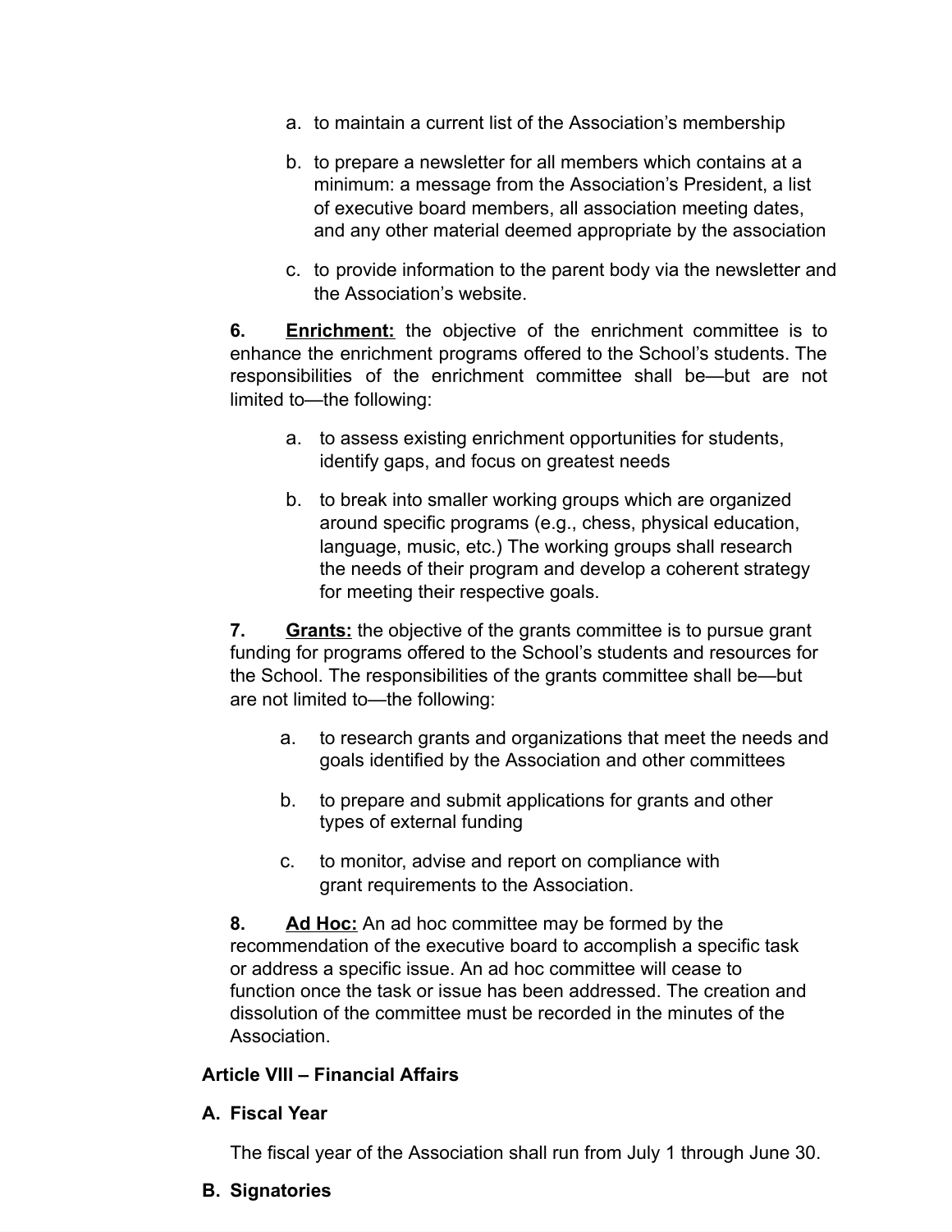a. to maintain a current list of the Association's membership

b. to prepare a newsletter for all members which contains at a minimum: a message from the Association's President, a list of executive board members, all association meeting dates, and any other material deemed appropriate by the association

c. to provide information to the parent body via the newsletter and the Association's website.

**6. <u>Enrichment:</u>** the objective of the enrichment committee is to enhance the enrichment programs offered to the School's students. The responsibilities of the enrichment committee shall be—but are not limited to—the following:

a. to assess existing enrichment opportunities for students, identify gaps, and focus on greatest needs

b. to break into smaller working groups which are organized around specific programs (e.g., chess, physical education, language, music, etc.) The working groups shall research the needs of their program and develop a coherent strategy for meeting their respective goals.

**7. <u>Grants:</u>** the objective of the grants committee is to pursue grant funding for programs offered to the School's students and resources for the School. The responsibilities of the grants committee shall be—but are not limited to—the following:

a. to research grants and organizations that meet the needs and goals identified by the Association and other committees

b. to prepare and submit applications for grants and other types of external funding

c. to monitor, advise and report on compliance with grant requirements to the Association.

**8. <u>Ad Hoc:</u>** An ad hoc committee may be formed by the recommendation of the executive board to accomplish a specific task or address a specific issue. An ad hoc committee will cease to function once the task or issue has been addressed. The creation and dissolution of the committee must be recorded in the minutes of the Association.

## Article VIII – Financial Affairs

### A. Fiscal Year

The fiscal year of the Association shall run from July 1 through June 30.

### B. Signatories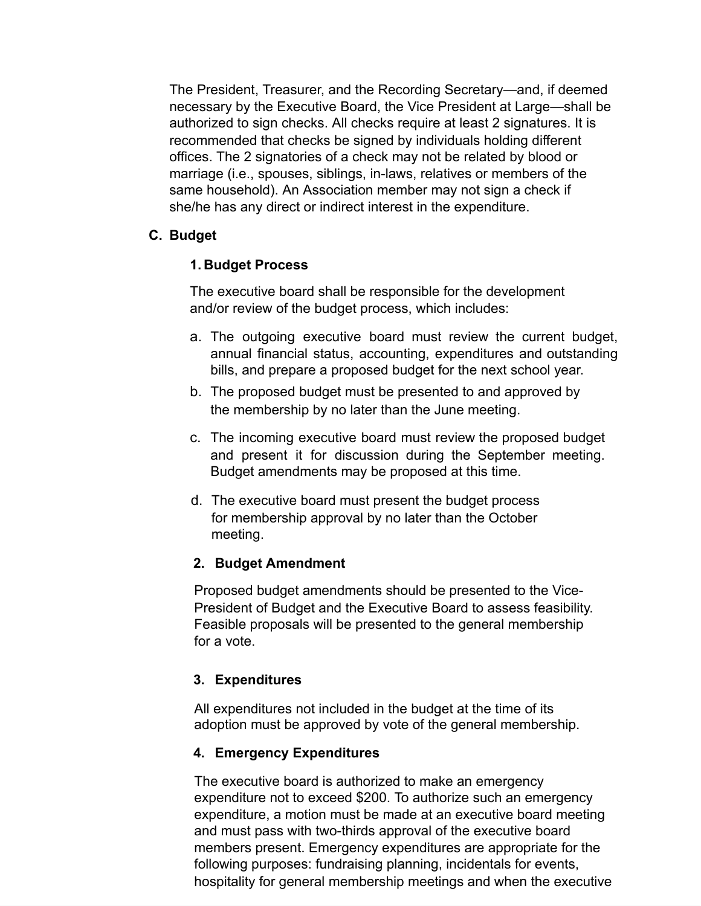The President, Treasurer, and the Recording Secretary—and, if deemed necessary by the Executive Board, the Vice President at Large—shall be authorized to sign checks. All checks require at least 2 signatures. It is recommended that checks be signed by individuals holding different offices. The 2 signatories of a check may not be related by blood or marriage (i.e., spouses, siblings, in-laws, relatives or members of the same household). An Association member may not sign a check if she/he has any direct or indirect interest in the expenditure.

### C. Budget

#### 1. Budget Process

The executive board shall be responsible for the development and/or review of the budget process, which includes:

a. The outgoing executive board must review the current budget, annual financial status, accounting, expenditures and outstanding bills, and prepare a proposed budget for the next school year.

b. The proposed budget must be presented to and approved by the membership by no later than the June meeting.

c. The incoming executive board must review the proposed budget and present it for discussion during the September meeting. Budget amendments may be proposed at this time.

d. The executive board must present the budget process for membership approval by no later than the October meeting.

#### 2. Budget Amendment

Proposed budget amendments should be presented to the Vice-President of Budget and the Executive Board to assess feasibility. Feasible proposals will be presented to the general membership for a vote.

#### 3. Expenditures

All expenditures not included in the budget at the time of its adoption must be approved by vote of the general membership.

#### 4. Emergency Expenditures

The executive board is authorized to make an emergency expenditure not to exceed $200. To authorize such an emergency expenditure, a motion must be made at an executive board meeting and must pass with two-thirds approval of the executive board members present. Emergency expenditures are appropriate for the following purposes: fundraising planning, incidentals for events, hospitality for general membership meetings and when the executive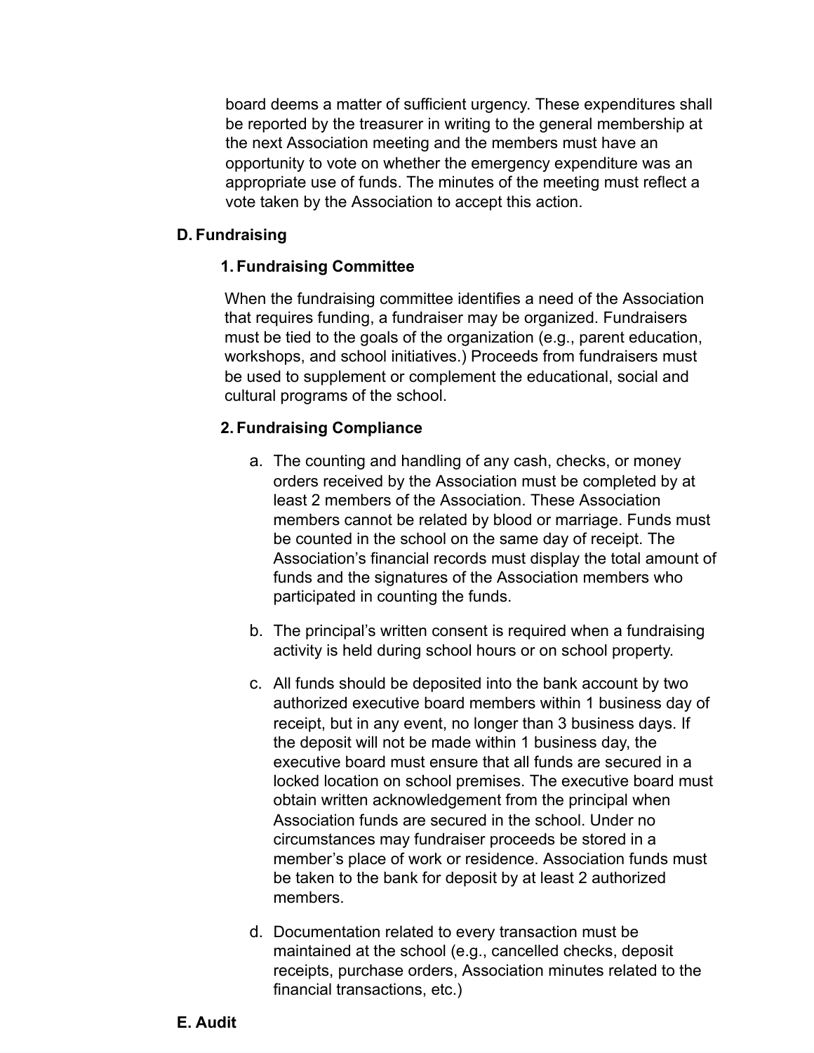board deems a matter of sufficient urgency. These expenditures shall be reported by the treasurer in writing to the general membership at the next Association meeting and the members must have an opportunity to vote on whether the emergency expenditure was an appropriate use of funds. The minutes of the meeting must reflect a vote taken by the Association to accept this action.

## D. Fundraising

### 1. Fundraising Committee

When the fundraising committee identifies a need of the Association that requires funding, a fundraiser may be organized. Fundraisers must be tied to the goals of the organization (e.g., parent education, workshops, and school initiatives.) Proceeds from fundraisers must be used to supplement or complement the educational, social and cultural programs of the school.

### 2. Fundraising Compliance

a. The counting and handling of any cash, checks, or money orders received by the Association must be completed by at least 2 members of the Association. These Association members cannot be related by blood or marriage. Funds must be counted in the school on the same day of receipt. The Association's financial records must display the total amount of funds and the signatures of the Association members who participated in counting the funds.

b. The principal's written consent is required when a fundraising activity is held during school hours or on school property.

c. All funds should be deposited into the bank account by two authorized executive board members within 1 business day of receipt, but in any event, no longer than 3 business days. If the deposit will not be made within 1 business day, the executive board must ensure that all funds are secured in a locked location on school premises. The executive board must obtain written acknowledgement from the principal when Association funds are secured in the school. Under no circumstances may fundraiser proceeds be stored in a member's place of work or residence. Association funds must be taken to the bank for deposit by at least 2 authorized members.

d. Documentation related to every transaction must be maintained at the school (e.g., cancelled checks, deposit receipts, purchase orders, Association minutes related to the financial transactions, etc.)

## E. Audit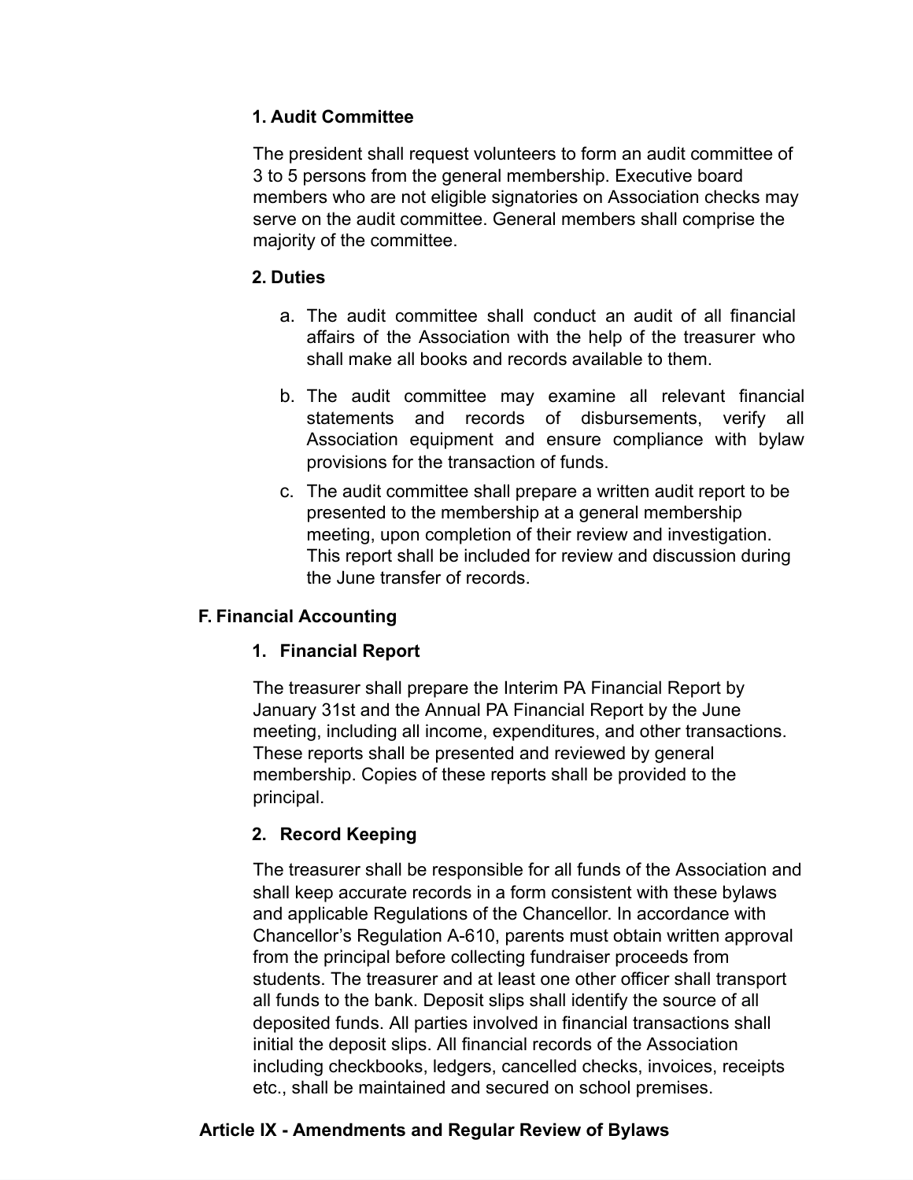#### 1. Audit Committee

The president shall request volunteers to form an audit committee of 3 to 5 persons from the general membership. Executive board members who are not eligible signatories on Association checks may serve on the audit committee. General members shall comprise the majority of the committee.

#### 2. Duties

a. The audit committee shall conduct an audit of all financial affairs of the Association with the help of the treasurer who shall make all books and records available to them.

b. The audit committee may examine all relevant financial statements and records of disbursements, verify all Association equipment and ensure compliance with bylaw provisions for the transaction of funds.

c. The audit committee shall prepare a written audit report to be presented to the membership at a general membership meeting, upon completion of their review and investigation. This report shall be included for review and discussion during the June transfer of records.

### F. Financial Accounting

#### 1. Financial Report

The treasurer shall prepare the Interim PA Financial Report by January 31st and the Annual PA Financial Report by the June meeting, including all income, expenditures, and other transactions. These reports shall be presented and reviewed by general membership. Copies of these reports shall be provided to the principal.

#### 2. Record Keeping

The treasurer shall be responsible for all funds of the Association and shall keep accurate records in a form consistent with these bylaws and applicable Regulations of the Chancellor. In accordance with Chancellor's Regulation A-610, parents must obtain written approval from the principal before collecting fundraiser proceeds from students. The treasurer and at least one other officer shall transport all funds to the bank. Deposit slips shall identify the source of all deposited funds. All parties involved in financial transactions shall initial the deposit slips. All financial records of the Association including checkbooks, ledgers, cancelled checks, invoices, receipts etc., shall be maintained and secured on school premises.

## Article IX - Amendments and Regular Review of Bylaws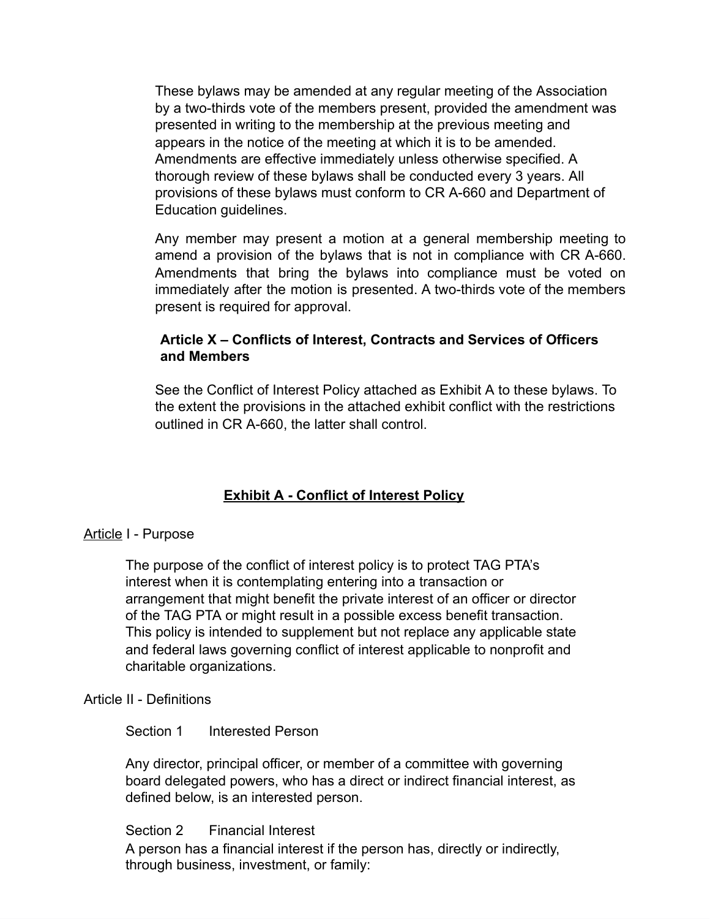These bylaws may be amended at any regular meeting of the Association by a two-thirds vote of the members present, provided the amendment was presented in writing to the membership at the previous meeting and appears in the notice of the meeting at which it is to be amended. Amendments are effective immediately unless otherwise specified. A thorough review of these bylaws shall be conducted every 3 years. All provisions of these bylaws must conform to CR A-660 and Department of Education guidelines.

Any member may present a motion at a general membership meeting to amend a provision of the bylaws that is not in compliance with CR A-660. Amendments that bring the bylaws into compliance must be voted on immediately after the motion is presented. A two-thirds vote of the members present is required for approval.

### Article X – Conflicts of Interest, Contracts and Services of Officers and Members

See the Conflict of Interest Policy attached as Exhibit A to these bylaws. To the extent the provisions in the attached exhibit conflict with the restrictions outlined in CR A-660, the latter shall control.

## Exhibit A - Conflict of Interest Policy

Article I - Purpose

The purpose of the conflict of interest policy is to protect TAG PTA's interest when it is contemplating entering into a transaction or arrangement that might benefit the private interest of an officer or director of the TAG PTA or might result in a possible excess benefit transaction. This policy is intended to supplement but not replace any applicable state and federal laws governing conflict of interest applicable to nonprofit and charitable organizations.

Article II - Definitions

Section 1 Interested Person

Any director, principal officer, or member of a committee with governing board delegated powers, who has a direct or indirect financial interest, as defined below, is an interested person.

Section 2 Financial Interest

A person has a financial interest if the person has, directly or indirectly, through business, investment, or family: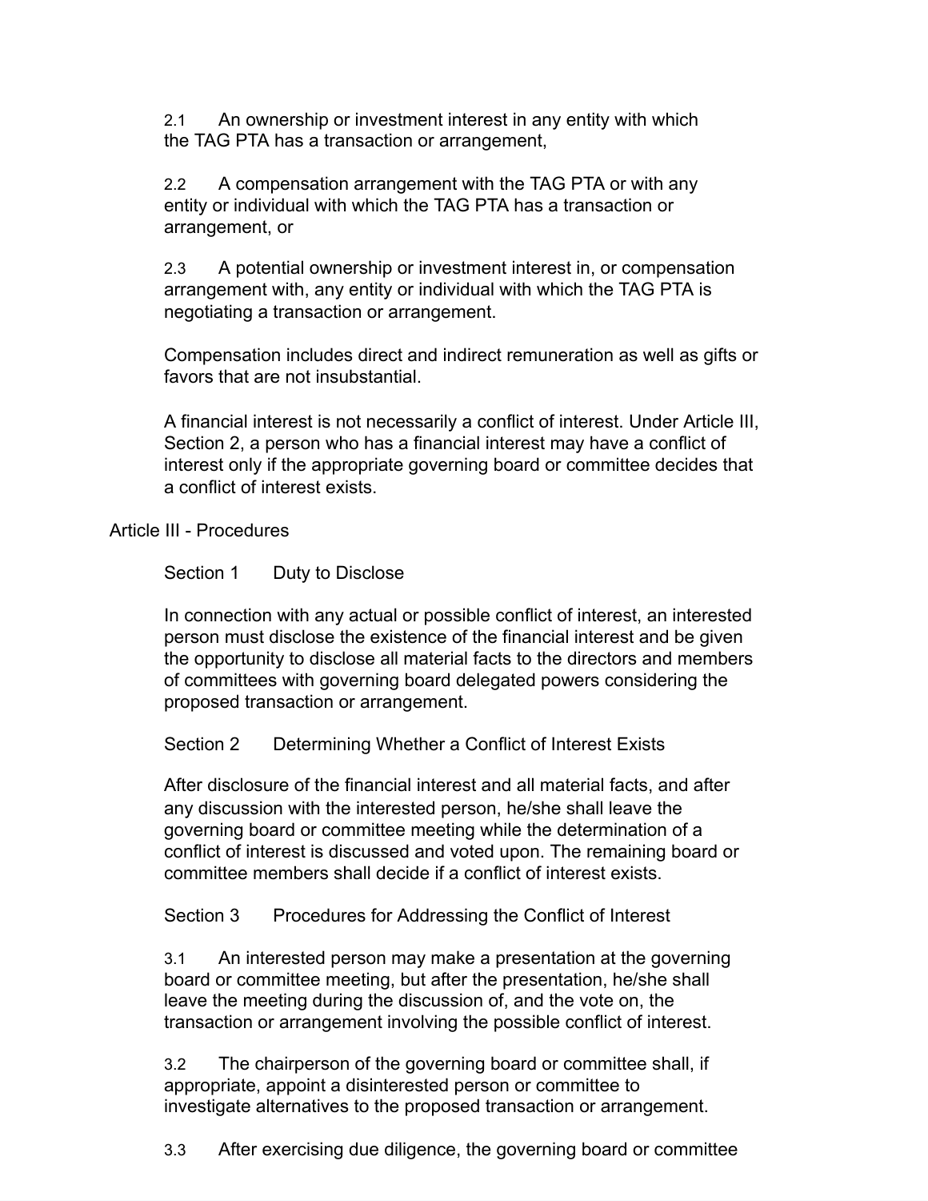2.1 An ownership or investment interest in any entity with which the TAG PTA has a transaction or arrangement,

2.2 A compensation arrangement with the TAG PTA or with any entity or individual with which the TAG PTA has a transaction or arrangement, or

2.3 A potential ownership or investment interest in, or compensation arrangement with, any entity or individual with which the TAG PTA is negotiating a transaction or arrangement.

Compensation includes direct and indirect remuneration as well as gifts or favors that are not insubstantial.

A financial interest is not necessarily a conflict of interest. Under Article III, Section 2, a person who has a financial interest may have a conflict of interest only if the appropriate governing board or committee decides that a conflict of interest exists.

## Article III - Procedures

### Section 1 Duty to Disclose

In connection with any actual or possible conflict of interest, an interested person must disclose the existence of the financial interest and be given the opportunity to disclose all material facts to the directors and members of committees with governing board delegated powers considering the proposed transaction or arrangement.

### Section 2 Determining Whether a Conflict of Interest Exists

After disclosure of the financial interest and all material facts, and after any discussion with the interested person, he/she shall leave the governing board or committee meeting while the determination of a conflict of interest is discussed and voted upon. The remaining board or committee members shall decide if a conflict of interest exists.

### Section 3 Procedures for Addressing the Conflict of Interest

3.1 An interested person may make a presentation at the governing board or committee meeting, but after the presentation, he/she shall leave the meeting during the discussion of, and the vote on, the transaction or arrangement involving the possible conflict of interest.

3.2 The chairperson of the governing board or committee shall, if appropriate, appoint a disinterested person or committee to investigate alternatives to the proposed transaction or arrangement.

3.3 After exercising due diligence, the governing board or committee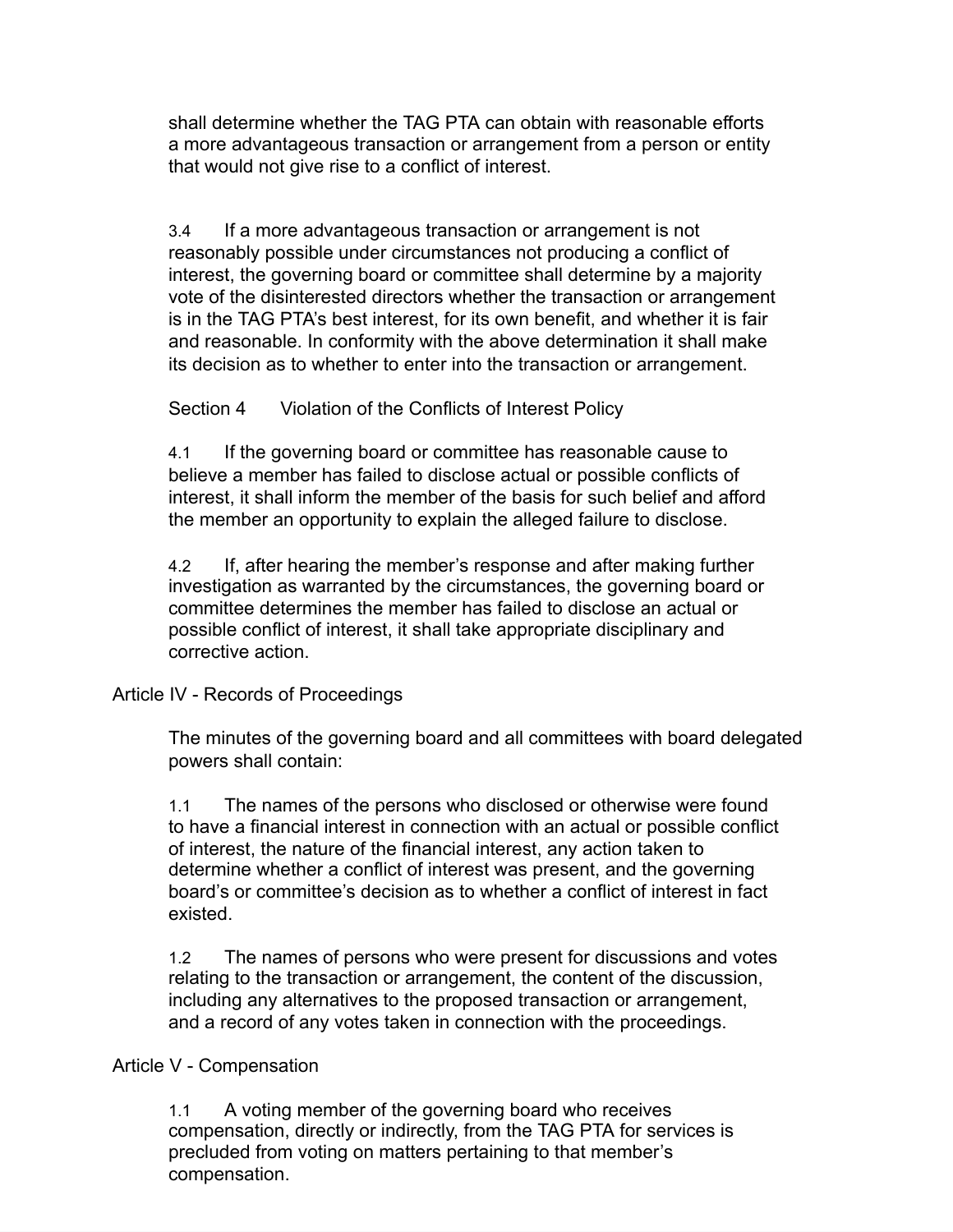shall determine whether the TAG PTA can obtain with reasonable efforts a more advantageous transaction or arrangement from a person or entity that would not give rise to a conflict of interest.

3.4 If a more advantageous transaction or arrangement is not reasonably possible under circumstances not producing a conflict of interest, the governing board or committee shall determine by a majority vote of the disinterested directors whether the transaction or arrangement is in the TAG PTA's best interest, for its own benefit, and whether it is fair and reasonable. In conformity with the above determination it shall make its decision as to whether to enter into the transaction or arrangement.

Section 4 Violation of the Conflicts of Interest Policy

4.1 If the governing board or committee has reasonable cause to believe a member has failed to disclose actual or possible conflicts of interest, it shall inform the member of the basis for such belief and afford the member an opportunity to explain the alleged failure to disclose.

4.2 If, after hearing the member's response and after making further investigation as warranted by the circumstances, the governing board or committee determines the member has failed to disclose an actual or possible conflict of interest, it shall take appropriate disciplinary and corrective action.

## Article IV - Records of Proceedings

The minutes of the governing board and all committees with board delegated powers shall contain:

1.1 The names of the persons who disclosed or otherwise were found to have a financial interest in connection with an actual or possible conflict of interest, the nature of the financial interest, any action taken to determine whether a conflict of interest was present, and the governing board's or committee's decision as to whether a conflict of interest in fact existed.

1.2 The names of persons who were present for discussions and votes relating to the transaction or arrangement, the content of the discussion, including any alternatives to the proposed transaction or arrangement, and a record of any votes taken in connection with the proceedings.

## Article V - Compensation

1.1 A voting member of the governing board who receives compensation, directly or indirectly, from the TAG PTA for services is precluded from voting on matters pertaining to that member's compensation.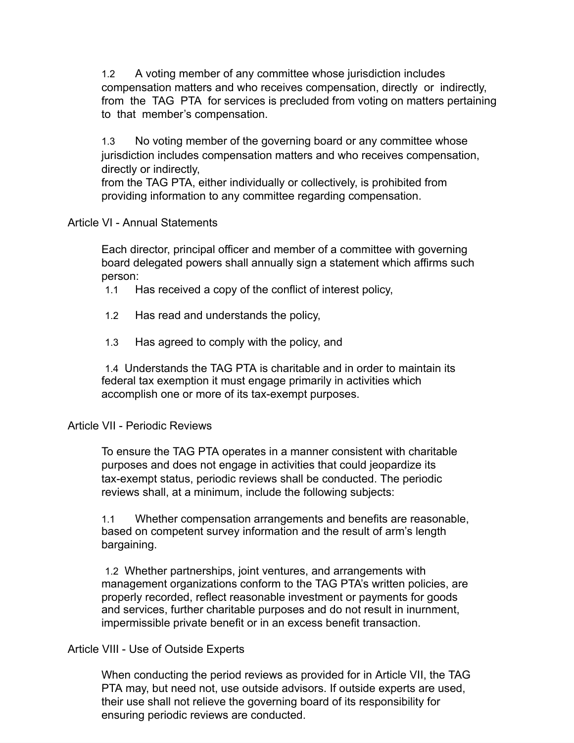1.2 A voting member of any committee whose jurisdiction includes compensation matters and who receives compensation, directly or indirectly, from the TAG PTA for services is precluded from voting on matters pertaining to that member's compensation.

1.3 No voting member of the governing board or any committee whose jurisdiction includes compensation matters and who receives compensation, directly or indirectly,
from the TAG PTA, either individually or collectively, is prohibited from providing information to any committee regarding compensation.

## Article VI - Annual Statements

Each director, principal officer and member of a committee with governing board delegated powers shall annually sign a statement which affirms such person:

1.1 Has received a copy of the conflict of interest policy,

1.2 Has read and understands the policy,

1.3 Has agreed to comply with the policy, and

1.4 Understands the TAG PTA is charitable and in order to maintain its federal tax exemption it must engage primarily in activities which accomplish one or more of its tax-exempt purposes.

## Article VII - Periodic Reviews

To ensure the TAG PTA operates in a manner consistent with charitable purposes and does not engage in activities that could jeopardize its tax-exempt status, periodic reviews shall be conducted. The periodic reviews shall, at a minimum, include the following subjects:

1.1 Whether compensation arrangements and benefits are reasonable, based on competent survey information and the result of arm's length bargaining.

1.2 Whether partnerships, joint ventures, and arrangements with management organizations conform to the TAG PTA's written policies, are properly recorded, reflect reasonable investment or payments for goods and services, further charitable purposes and do not result in inurnment, impermissible private benefit or in an excess benefit transaction.

## Article VIII - Use of Outside Experts

When conducting the period reviews as provided for in Article VII, the TAG PTA may, but need not, use outside advisors. If outside experts are used, their use shall not relieve the governing board of its responsibility for ensuring periodic reviews are conducted.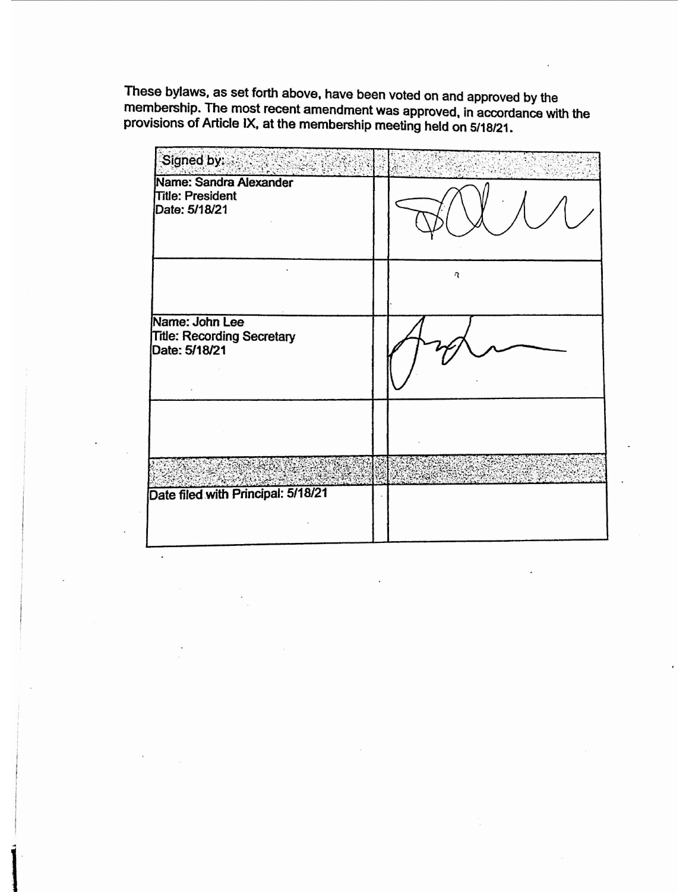These bylaws, as set forth above, have been voted on and approved by the membership. The most recent amendment was approved, in accordance with the provisions of Article IX, at the membership meeting held on 5/18/21.

| Signed by: | |
| --- | --- |
| Name: Sandra Alexander<br>Title: President<br>Date: 5/18/21 | |
| | |
| Name: John Lee<br>Title: Recording Secretary<br>Date: 5/18/21 | |
| | |
| | |
| Date filed with Principal: 5/18/21 | |